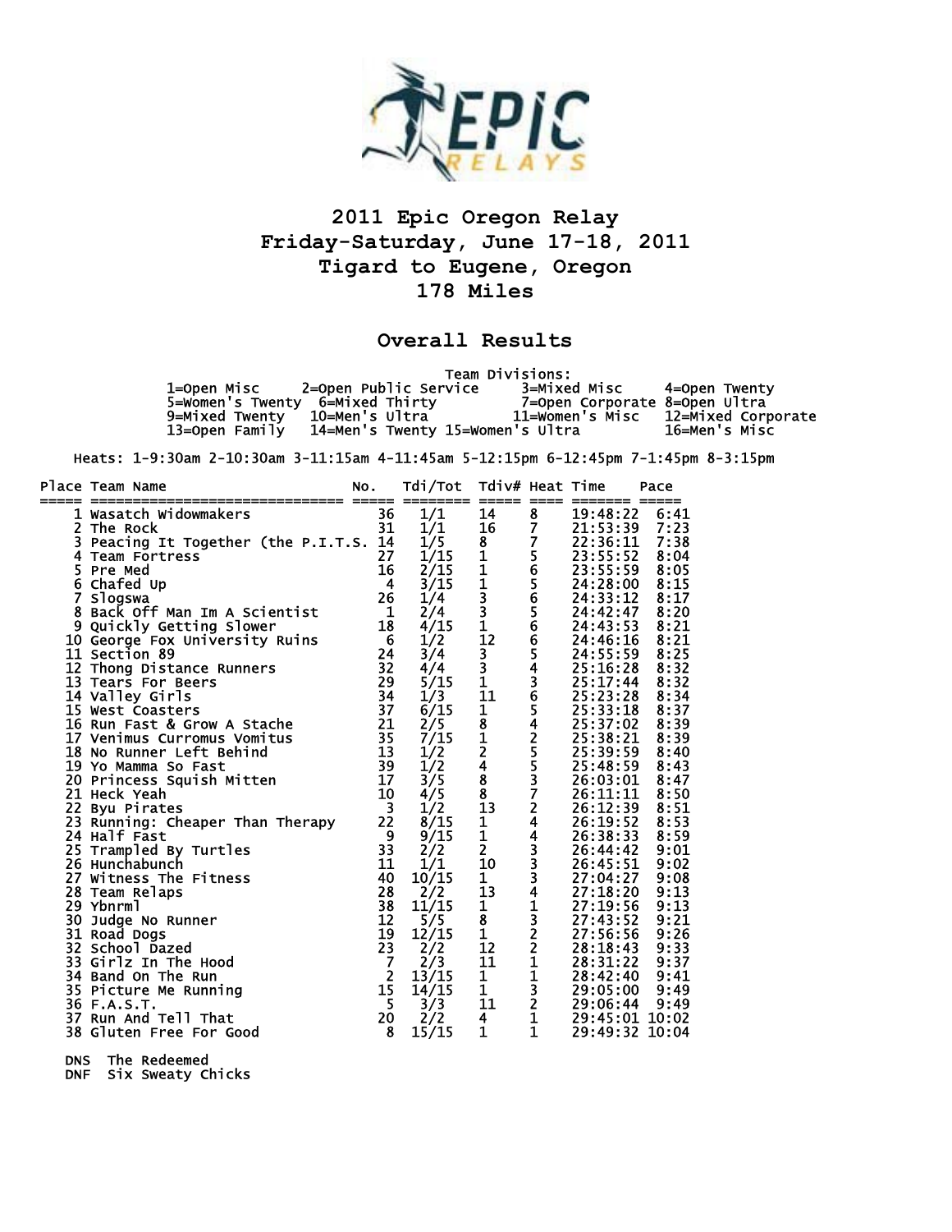# 2011 Epic Oregon Relay

## Friday-Saturday, June 17-18, 2011

## Tigard to Eugene, Oregon

## 178 Miles

## Overall Results

Team Divisions:

1=Open Misc 2=Open Public Service 3=Mixed Misc 4=Open Twenty
5=Women's Twenty 6=Mixed Thirty 7=Open Corporate 8=Open Ultra
9=Mixed Twenty 10=Men's Ultra 11=Women's Misc 12=Mixed Corporate
13=Open Family 14=Men's Twenty 15=Women's Ultra 16=Men's Misc

Heats: 1-9:30am 2-10:30am 3-11:15am 4-11:45am 5-12:15pm 6-12:45pm 7-1:45pm 8-3:15pm

| Place | Team Name | No. | Tdi/Tot | Tdiv# | Heat | Time | Pace |
|---|---|---|---|---|---|---|---|
| 1 | Wasatch Widowmakers | 36 | 1/1 | 14 | 8 | 19:48:22 | 6:41 |
| 2 | The Rock | 31 | 1/1 | 16 | 7 | 21:53:39 | 7:23 |
| 3 | Peacing It Together (the P.I.T.S. | 14 | 1/5 | 8 | 7 | 22:36:11 | 7:38 |
| 4 | Team Fortress | 27 | 1/15 | 1 | 5 | 23:55:52 | 8:04 |
| 5 | Pre Med | 16 | 2/15 | 1 | 6 | 23:55:59 | 8:05 |
| 6 | Chafed Up | 4 | 3/15 | 1 | 5 | 24:28:00 | 8:15 |
| 7 | Slogswa | 26 | 1/4 | 3 | 6 | 24:33:12 | 8:17 |
| 8 | Back Off Man Im A Scientist | 1 | 2/4 | 3 | 5 | 24:42:47 | 8:20 |
| 9 | Quickly Getting Slower | 18 | 4/15 | 1 | 6 | 24:43:53 | 8:21 |
| 10 | George Fox University Ruins | 6 | 1/2 | 12 | 6 | 24:46:16 | 8:21 |
| 11 | Section 89 | 24 | 3/4 | 3 | 5 | 24:55:59 | 8:25 |
| 12 | Thong Distance Runners | 32 | 4/4 | 3 | 4 | 25:16:28 | 8:32 |
| 13 | Tears For Beers | 29 | 5/15 | 1 | 3 | 25:17:44 | 8:32 |
| 14 | Valley Girls | 34 | 1/3 | 11 | 6 | 25:23:28 | 8:34 |
| 15 | West Coasters | 37 | 6/15 | 1 | 5 | 25:33:18 | 8:37 |
| 16 | Run Fast & Grow A Stache | 21 | 2/5 | 8 | 4 | 25:37:02 | 8:39 |
| 17 | Venimus Curromus Vomitus | 35 | 7/15 | 1 | 2 | 25:38:21 | 8:39 |
| 18 | No Runner Left Behind | 13 | 1/2 | 2 | 5 | 25:39:59 | 8:40 |
| 19 | Yo Mamma So Fast | 39 | 1/2 | 4 | 5 | 25:48:59 | 8:43 |
| 20 | Princess Squish Mitten | 17 | 3/5 | 8 | 3 | 26:03:01 | 8:47 |
| 21 | Heck Yeah | 10 | 4/5 | 8 | 7 | 26:11:11 | 8:50 |
| 22 | Byu Pirates | 3 | 1/2 | 13 | 2 | 26:12:39 | 8:51 |
| 23 | Running: Cheaper Than Therapy | 22 | 8/15 | 1 | 4 | 26:19:52 | 8:53 |
| 24 | Half Fast | 9 | 9/15 | 1 | 4 | 26:38:33 | 8:59 |
| 25 | Trampled By Turtles | 33 | 2/2 | 2 | 3 | 26:44:42 | 9:01 |
| 26 | Hunchabunch | 11 | 1/1 | 10 | 3 | 26:45:51 | 9:02 |
| 27 | Witness The Fitness | 40 | 10/15 | 1 | 3 | 27:04:27 | 9:08 |
| 28 | Team Relaps | 28 | 2/2 | 13 | 4 | 27:18:20 | 9:13 |
| 29 | Ybnrml | 38 | 11/15 | 1 | 1 | 27:19:56 | 9:13 |
| 30 | Judge No Runner | 12 | 5/5 | 8 | 3 | 27:43:52 | 9:21 |
| 31 | Road Dogs | 19 | 12/15 | 1 | 2 | 27:56:56 | 9:26 |
| 32 | School Dazed | 23 | 2/2 | 12 | 2 | 28:18:43 | 9:33 |
| 33 | Girlz In The Hood | 7 | 2/3 | 11 | 1 | 28:31:22 | 9:37 |
| 34 | Band On The Run | 2 | 13/15 | 1 | 1 | 28:42:40 | 9:41 |
| 35 | Picture Me Running | 15 | 14/15 | 1 | 3 | 29:05:00 | 9:49 |
| 36 | F.A.S.T. | 5 | 3/3 | 11 | 2 | 29:06:44 | 9:49 |
| 37 | Run And Tell That | 20 | 2/2 | 4 | 1 | 29:45:01 | 10:02 |
| 38 | Gluten Free For Good | 8 | 15/15 | 1 | 1 | 29:49:32 | 10:04 |

DNS The Redeemed
DNF Six Sweaty Chicks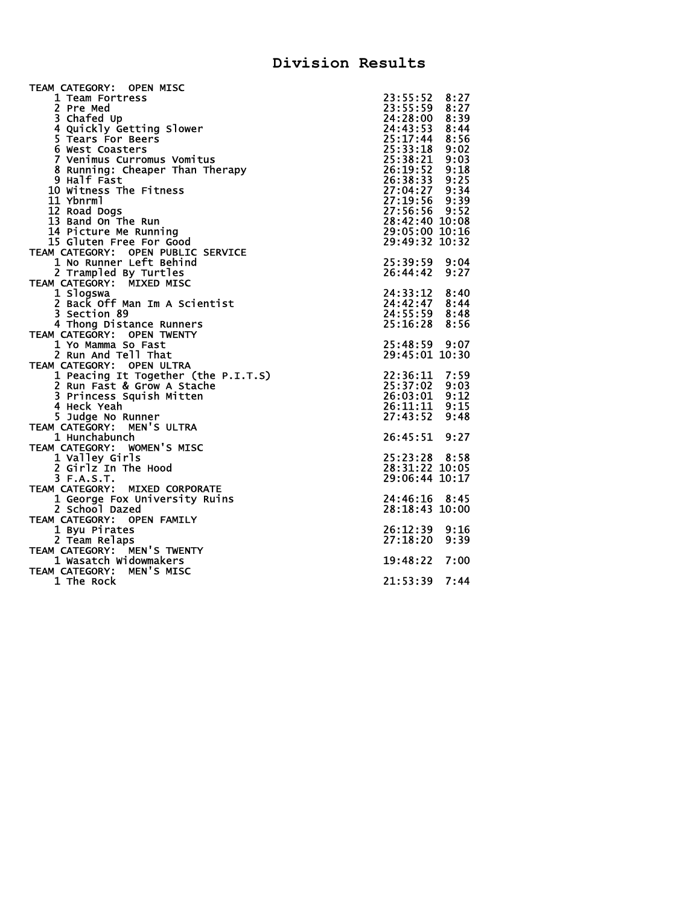# Division Results

TEAM CATEGORY: OPEN MISC

| | | | |
|---|---|---|---|
| 1 | Team Fortress | 23:55:52 | 8:27 |
| 2 | Pre Med | 23:55:59 | 8:27 |
| 3 | Chafed Up | 24:28:00 | 8:39 |
| 4 | Quickly Getting Slower | 24:43:53 | 8:44 |
| 5 | Tears For Beers | 25:17:44 | 8:56 |
| 6 | West Coasters | 25:33:18 | 9:02 |
| 7 | Venimus Curromus Vomitus | 25:38:21 | 9:03 |
| 8 | Running: Cheaper Than Therapy | 26:19:52 | 9:18 |
| 9 | Half Fast | 26:38:33 | 9:25 |
| 10 | Witness The Fitness | 27:04:27 | 9:34 |
| 11 | Ybnrml | 27:19:56 | 9:39 |
| 12 | Road Dogs | 27:56:56 | 9:52 |
| 13 | Band On The Run | 28:42:40 | 10:08 |
| 14 | Picture Me Running | 29:05:00 | 10:16 |
| 15 | Gluten Free For Good | 29:49:32 | 10:32 |

TEAM CATEGORY: OPEN PUBLIC SERVICE

| | | | |
|---|---|---|---|
| 1 | No Runner Left Behind | 25:39:59 | 9:04 |
| 2 | Trampled By Turtles | 26:44:42 | 9:27 |

TEAM CATEGORY: MIXED MISC

| | | | |
|---|---|---|---|
| 1 | Slogswa | 24:33:12 | 8:40 |
| 2 | Back Off Man Im A Scientist | 24:42:47 | 8:44 |
| 3 | Section 89 | 24:55:59 | 8:48 |
| 4 | Thong Distance Runners | 25:16:28 | 8:56 |

TEAM CATEGORY: OPEN TWENTY

| | | | |
|---|---|---|---|
| 1 | Yo Mamma So Fast | 25:48:59 | 9:07 |
| 2 | Run And Tell That | 29:45:01 | 10:30 |

TEAM CATEGORY: OPEN ULTRA

| | | | |
|---|---|---|---|
| 1 | Peacing It Together (the P.I.T.S) | 22:36:11 | 7:59 |
| 2 | Run Fast & Grow A Stache | 25:37:02 | 9:03 |
| 3 | Princess Squish Mitten | 26:03:01 | 9:12 |
| 4 | Heck Yeah | 26:11:11 | 9:15 |
| 5 | Judge No Runner | 27:43:52 | 9:48 |

TEAM CATEGORY: MEN'S ULTRA

| | | | |
|---|---|---|---|
| 1 | Hunchabunch | 26:45:51 | 9:27 |

TEAM CATEGORY: WOMEN'S MISC

| | | | |
|---|---|---|---|
| 1 | Valley Girls | 25:23:28 | 8:58 |
| 2 | Girlz In The Hood | 28:31:22 | 10:05 |
| 3 | F.A.S.T. | 29:06:44 | 10:17 |

TEAM CATEGORY: MIXED CORPORATE

| | | | |
|---|---|---|---|
| 1 | George Fox University Ruins | 24:46:16 | 8:45 |
| 2 | School Dazed | 28:18:43 | 10:00 |

TEAM CATEGORY: OPEN FAMILY

| | | | |
|---|---|---|---|
| 1 | Byu Pirates | 26:12:39 | 9:16 |
| 2 | Team Relaps | 27:18:20 | 9:39 |

TEAM CATEGORY: MEN'S TWENTY

| | | | |
|---|---|---|---|
| 1 | Wasatch Widowmakers | 19:48:22 | 7:00 |

TEAM CATEGORY: MEN'S MISC

| | | | |
|---|---|---|---|
| 1 | The Rock | 21:53:39 | 7:44 |